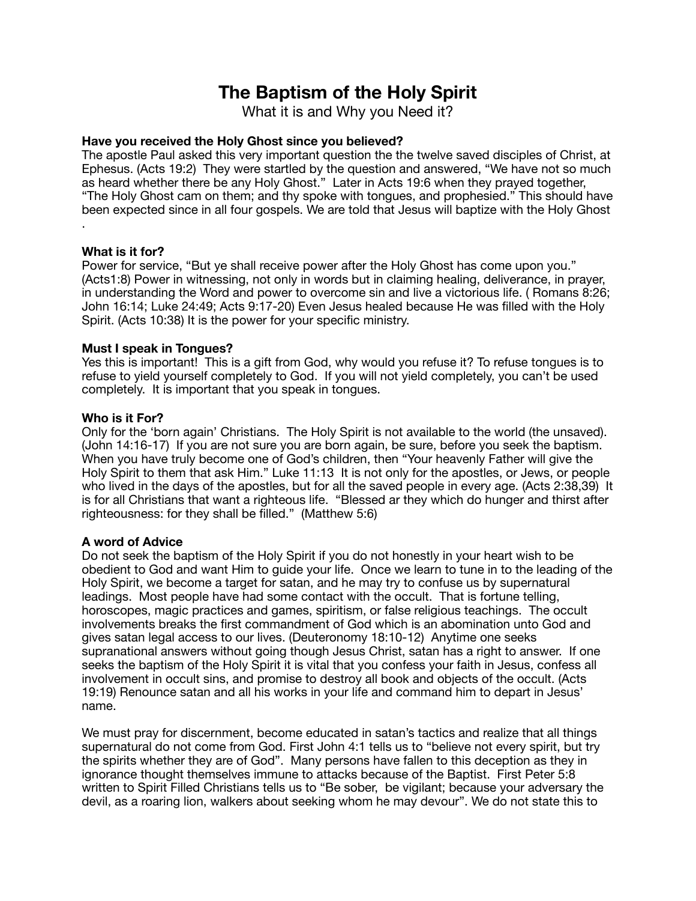# The Baptism of the Holy Spirit

What it is and Why you Need it?

**Have you received the Holy Ghost since you believed?**

The apostle Paul asked this very important question the the twelve saved disciples of Christ, at Ephesus. (Acts 19:2) They were startled by the question and answered, "We have not so much as heard whether there be any Holy Ghost." Later in Acts 19:6 when they prayed together, "The Holy Ghost cam on them; and thy spoke with tongues, and prophesied." This should have been expected since in all four gospels. We are told that Jesus will baptize with the Holy Ghost .

**What is it for?**

Power for service, "But ye shall receive power after the Holy Ghost has come upon you." (Acts1:8) Power in witnessing, not only in words but in claiming healing, deliverance, in prayer, in understanding the Word and power to overcome sin and live a victorious life. ( Romans 8:26; John 16:14; Luke 24:49; Acts 9:17-20) Even Jesus healed because He was filled with the Holy Spirit. (Acts 10:38) It is the power for your specific ministry.

**Must I speak in Tongues?**

Yes this is important! This is a gift from God, why would you refuse it? To refuse tongues is to refuse to yield yourself completely to God. If you will not yield completely, you can't be used completely. It is important that you speak in tongues.

**Who is it For?**

Only for the 'born again' Christians. The Holy Spirit is not available to the world (the unsaved). (John 14:16-17) If you are not sure you are born again, be sure, before you seek the baptism. When you have truly become one of God's children, then "Your heavenly Father will give the Holy Spirit to them that ask Him." Luke 11:13 It is not only for the apostles, or Jews, or people who lived in the days of the apostles, but for all the saved people in every age. (Acts 2:38,39) It is for all Christians that want a righteous life. "Blessed ar they which do hunger and thirst after righteousness: for they shall be filled." (Matthew 5:6)

**A word of Advice**

Do not seek the baptism of the Holy Spirit if you do not honestly in your heart wish to be obedient to God and want Him to guide your life. Once we learn to tune in to the leading of the Holy Spirit, we become a target for satan, and he may try to confuse us by supernatural leadings. Most people have had some contact with the occult. That is fortune telling, horoscopes, magic practices and games, spiritism, or false religious teachings. The occult involvements breaks the first commandment of God which is an abomination unto God and gives satan legal access to our lives. (Deuteronomy 18:10-12) Anytime one seeks supranational answers without going though Jesus Christ, satan has a right to answer. If one seeks the baptism of the Holy Spirit it is vital that you confess your faith in Jesus, confess all involvement in occult sins, and promise to destroy all book and objects of the occult. (Acts 19:19) Renounce satan and all his works in your life and command him to depart in Jesus' name.

We must pray for discernment, become educated in satan's tactics and realize that all things supernatural do not come from God. First John 4:1 tells us to "believe not every spirit, but try the spirits whether they are of God". Many persons have fallen to this deception as they in ignorance thought themselves immune to attacks because of the Baptist. First Peter 5:8 written to Spirit Filled Christians tells us to "Be sober, be vigilant; because your adversary the devil, as a roaring lion, walkers about seeking whom he may devour". We do not state this to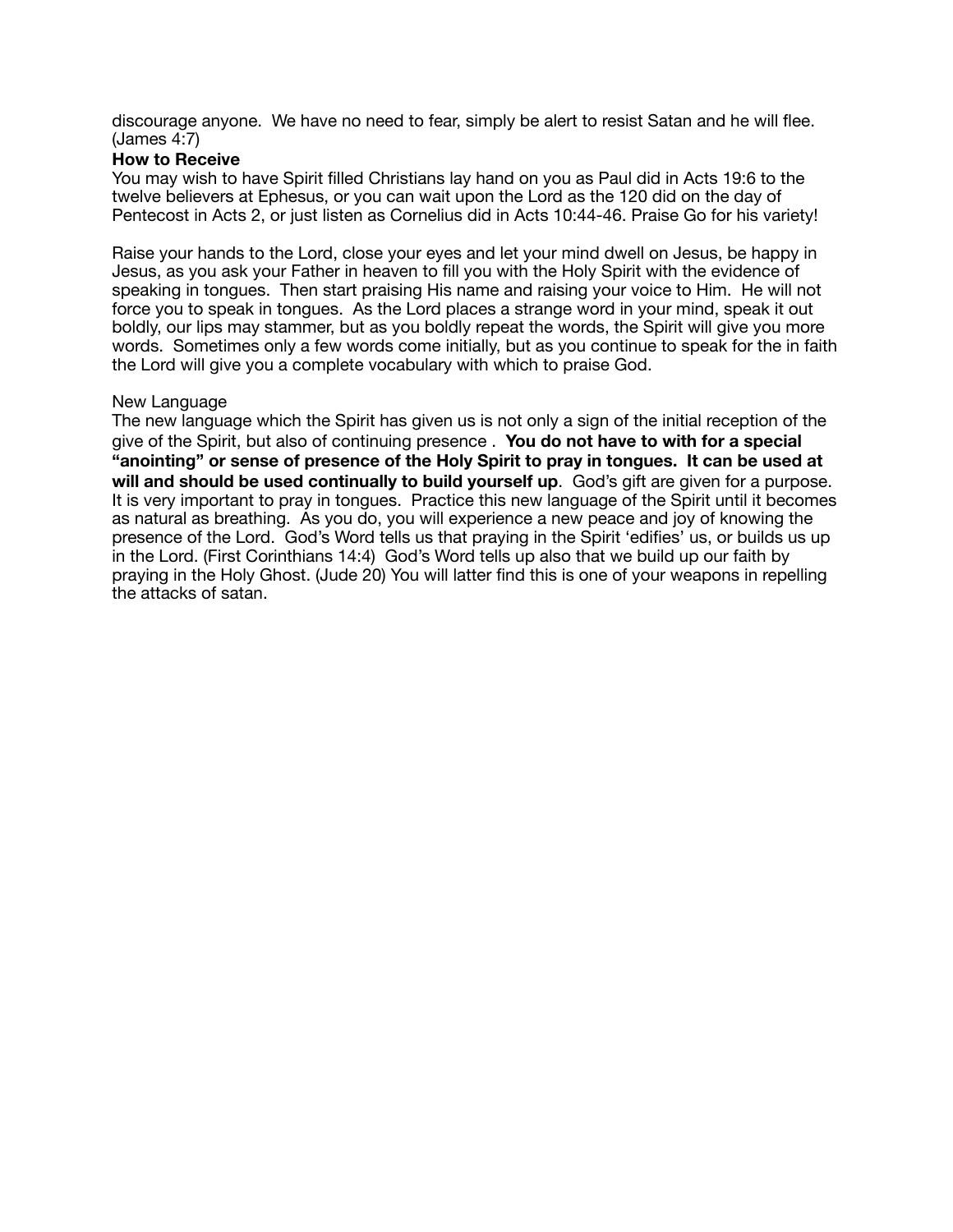discourage anyone. We have no need to fear, simply be alert to resist Satan and he will flee. (James 4:7)

**How to Receive**

You may wish to have Spirit filled Christians lay hand on you as Paul did in Acts 19:6 to the twelve believers at Ephesus, or you can wait upon the Lord as the 120 did on the day of Pentecost in Acts 2, or just listen as Cornelius did in Acts 10:44-46. Praise Go for his variety!

Raise your hands to the Lord, close your eyes and let your mind dwell on Jesus, be happy in Jesus, as you ask your Father in heaven to fill you with the Holy Spirit with the evidence of speaking in tongues. Then start praising His name and raising your voice to Him. He will not force you to speak in tongues. As the Lord places a strange word in your mind, speak it out boldly, our lips may stammer, but as you boldly repeat the words, the Spirit will give you more words. Sometimes only a few words come initially, but as you continue to speak for the in faith the Lord will give you a complete vocabulary with which to praise God.

New Language

The new language which the Spirit has given us is not only a sign of the initial reception of the give of the Spirit, but also of continuing presence . **You do not have to with for a special "anointing" or sense of presence of the Holy Spirit to pray in tongues. It can be used at will and should be used continually to build yourself up**. God's gift are given for a purpose. It is very important to pray in tongues. Practice this new language of the Spirit until it becomes as natural as breathing. As you do, you will experience a new peace and joy of knowing the presence of the Lord. God's Word tells us that praying in the Spirit 'edifies' us, or builds us up in the Lord. (First Corinthians 14:4) God's Word tells up also that we build up our faith by praying in the Holy Ghost. (Jude 20) You will latter find this is one of your weapons in repelling the attacks of satan.